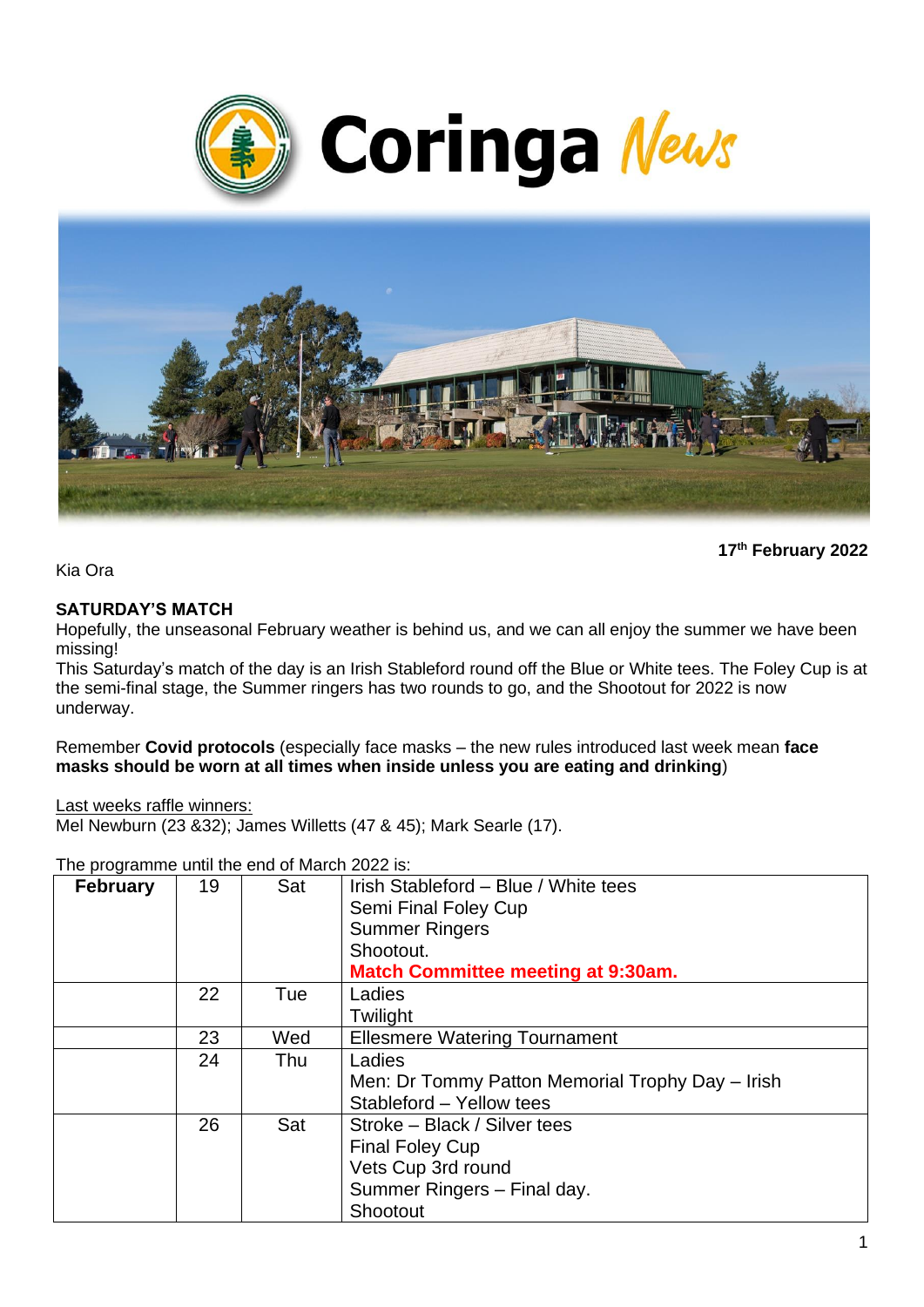# Coringa News

**17th February 2022**

Kia Ora

**SATURDAY'S MATCH**

Hopefully, the unseasonal February weather is behind us, and we can all enjoy the summer we have been missing!

This Saturday's match of the day is an Irish Stableford round off the Blue or White tees. The Foley Cup is at the semi-final stage, the Summer ringers has two rounds to go, and the Shootout for 2022 is now underway.

Remember **Covid protocols** (especially face masks – the new rules introduced last week mean **face masks should be worn at all times when inside unless you are eating and drinking**)

Last weeks raffle winners:
Mel Newburn (23 &32); James Willetts (47 & 45); Mark Searle (17).

The programme until the end of March 2022 is:

| **February** | 19 | Sat | Irish Stableford – Blue / White tees<br>Semi Final Foley Cup<br>Summer Ringers<br>Shootout.<br>**Match Committee meeting at 9:30am.** |
|---|---|---|---|
| | 22 | Tue | Ladies<br>Twilight |
| | 23 | Wed | Ellesmere Watering Tournament |
| | 24 | Thu | Ladies<br>Men: Dr Tommy Patton Memorial Trophy Day – Irish Stableford – Yellow tees |
| | 26 | Sat | Stroke – Black / Silver tees<br>Final Foley Cup<br>Vets Cup 3rd round<br>Summer Ringers – Final day.<br>Shootout |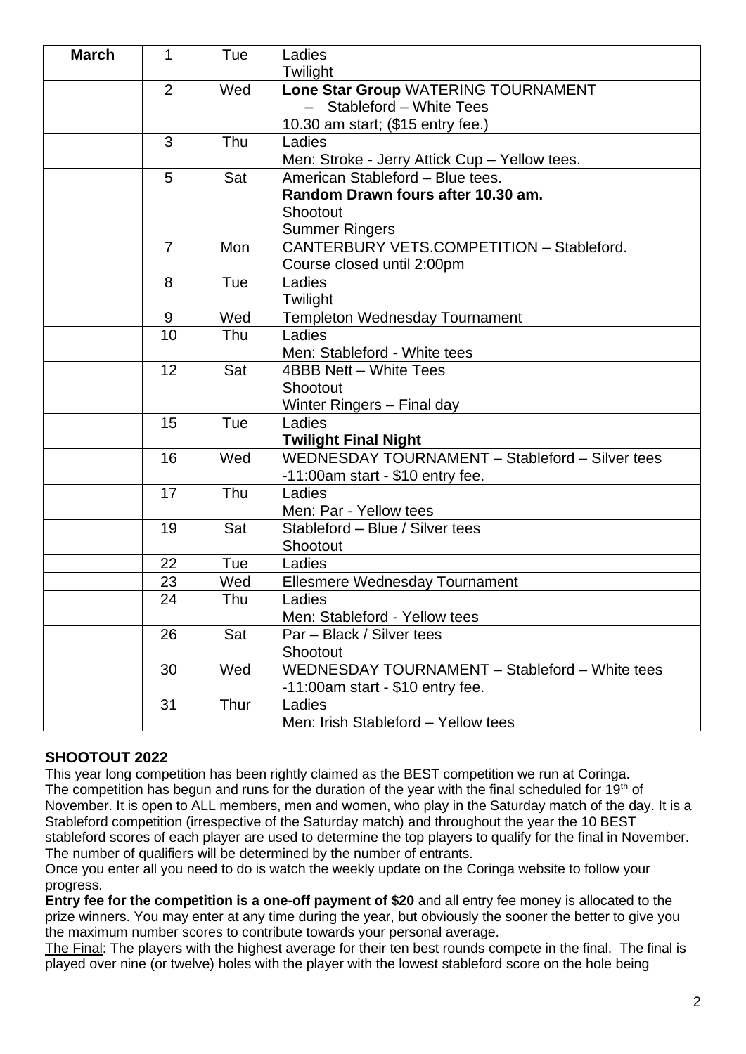| March | 1 | Tue | Ladies<br>Twilight |
|---|---|---|---|
| | 2 | Wed | **Lone Star Group** WATERING TOURNAMENT<br>– Stableford – White Tees<br>10.30 am start; ($15 entry fee.) |
| | 3 | Thu | Ladies<br>Men: Stroke - Jerry Attick Cup – Yellow tees. |
| | 5 | Sat | American Stableford – Blue tees.<br>**Random Drawn fours after 10.30 am.**<br>Shootout<br>Summer Ringers |
| | 7 | Mon | CANTERBURY VETS.COMPETITION – Stableford.<br>Course closed until 2:00pm |
| | 8 | Tue | Ladies<br>Twilight |
| | 9 | Wed | Templeton Wednesday Tournament |
| | 10 | Thu | Ladies<br>Men: Stableford - White tees |
| | 12 | Sat | 4BBB Nett – White Tees<br>Shootout<br>Winter Ringers – Final day |
| | 15 | Tue | Ladies<br>**Twilight Final Night** |
| | 16 | Wed | WEDNESDAY TOURNAMENT – Stableford – Silver tees<br>-11:00am start - $10 entry fee. |
| | 17 | Thu | Ladies<br>Men: Par - Yellow tees |
| | 19 | Sat | Stableford – Blue / Silver tees<br>Shootout |
| | 22 | Tue | Ladies |
| | 23 | Wed | Ellesmere Wednesday Tournament |
| | 24 | Thu | Ladies<br>Men: Stableford - Yellow tees |
| | 26 | Sat | Par – Black / Silver tees<br>Shootout |
| | 30 | Wed | WEDNESDAY TOURNAMENT – Stableford – White tees<br>-11:00am start - $10 entry fee. |
| | 31 | Thur | Ladies<br>Men: Irish Stableford – Yellow tees |

## SHOOTOUT 2022

This year long competition has been rightly claimed as the BEST competition we run at Coringa. The competition has begun and runs for the duration of the year with the final scheduled for 19th of November. It is open to ALL members, men and women, who play in the Saturday match of the day. It is a Stableford competition (irrespective of the Saturday match) and throughout the year the 10 BEST stableford scores of each player are used to determine the top players to qualify for the final in November. The number of qualifiers will be determined by the number of entrants.

Once you enter all you need to do is watch the weekly update on the Coringa website to follow your progress.

**Entry fee for the competition is a one-off payment of $20** and all entry fee money is allocated to the prize winners. You may enter at any time during the year, but obviously the sooner the better to give you the maximum number scores to contribute towards your personal average.

The Final: The players with the highest average for their ten best rounds compete in the final. The final is played over nine (or twelve) holes with the player with the lowest stableford score on the hole being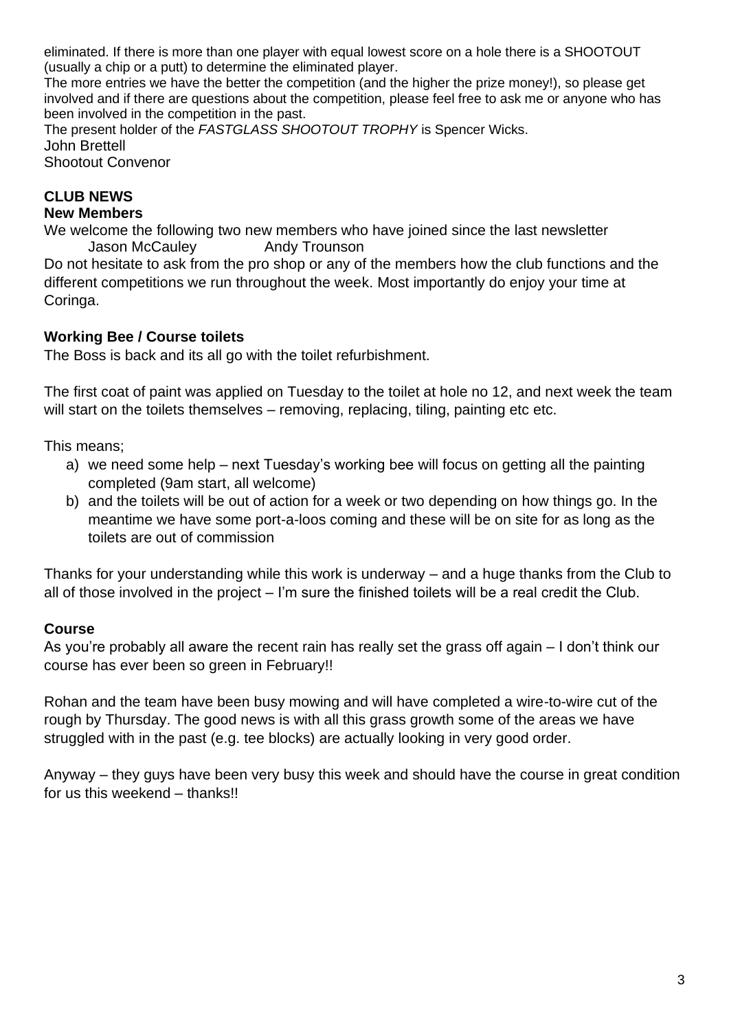eliminated. If there is more than one player with equal lowest score on a hole there is a SHOOTOUT (usually a chip or a putt) to determine the eliminated player.

The more entries we have the better the competition (and the higher the prize money!), so please get involved and if there are questions about the competition, please feel free to ask me or anyone who has been involved in the competition in the past.

The present holder of the *FASTGLASS SHOOTOUT TROPHY* is Spencer Wicks.

John Brettell
Shootout Convenor

## CLUB NEWS

### New Members

We welcome the following two new members who have joined since the last newsletter

Jason McCauley    Andy Trounson

Do not hesitate to ask from the pro shop or any of the members how the club functions and the different competitions we run throughout the week. Most importantly do enjoy your time at Coringa.

### Working Bee / Course toilets

The Boss is back and its all go with the toilet refurbishment.

The first coat of paint was applied on Tuesday to the toilet at hole no 12, and next week the team will start on the toilets themselves – removing, replacing, tiling, painting etc etc.

This means;

a) we need some help – next Tuesday's working bee will focus on getting all the painting completed (9am start, all welcome)
b) and the toilets will be out of action for a week or two depending on how things go. In the meantime we have some port-a-loos coming and these will be on site for as long as the toilets are out of commission

Thanks for your understanding while this work is underway – and a huge thanks from the Club to all of those involved in the project – I'm sure the finished toilets will be a real credit the Club.

### Course

As you're probably all aware the recent rain has really set the grass off again – I don't think our course has ever been so green in February!!

Rohan and the team have been busy mowing and will have completed a wire-to-wire cut of the rough by Thursday. The good news is with all this grass growth some of the areas we have struggled with in the past (e.g. tee blocks) are actually looking in very good order.

Anyway – they guys have been very busy this week and should have the course in great condition for us this weekend – thanks!!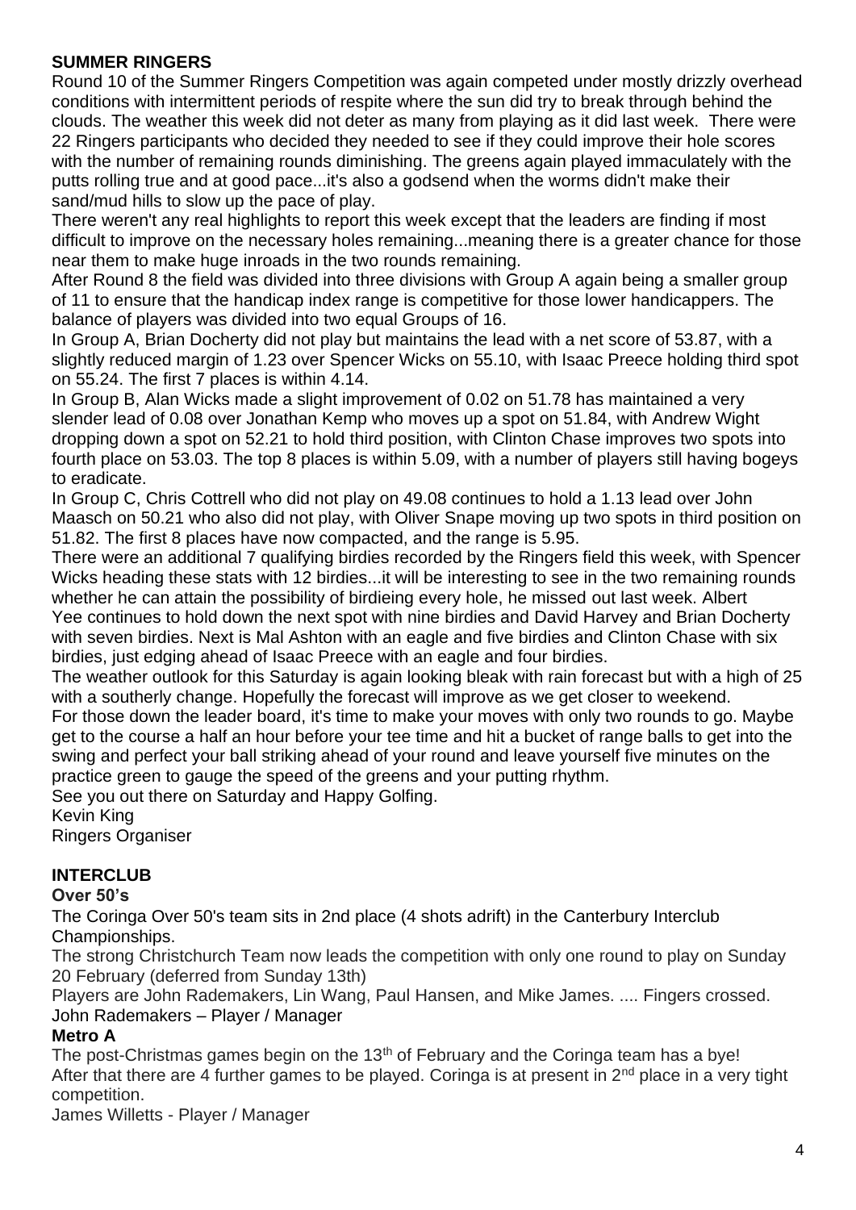## SUMMER RINGERS

Round 10 of the Summer Ringers Competition was again competed under mostly drizzly overhead conditions with intermittent periods of respite where the sun did try to break through behind the clouds. The weather this week did not deter as many from playing as it did last week. There were 22 Ringers participants who decided they needed to see if they could improve their hole scores with the number of remaining rounds diminishing. The greens again played immaculately with the putts rolling true and at good pace...it's also a godsend when the worms didn't make their sand/mud hills to slow up the pace of play.

There weren't any real highlights to report this week except that the leaders are finding if most difficult to improve on the necessary holes remaining...meaning there is a greater chance for those near them to make huge inroads in the two rounds remaining.

After Round 8 the field was divided into three divisions with Group A again being a smaller group of 11 to ensure that the handicap index range is competitive for those lower handicappers. The balance of players was divided into two equal Groups of 16.

In Group A, Brian Docherty did not play but maintains the lead with a net score of 53.87, with a slightly reduced margin of 1.23 over Spencer Wicks on 55.10, with Isaac Preece holding third spot on 55.24. The first 7 places is within 4.14.

In Group B, Alan Wicks made a slight improvement of 0.02 on 51.78 has maintained a very slender lead of 0.08 over Jonathan Kemp who moves up a spot on 51.84, with Andrew Wight dropping down a spot on 52.21 to hold third position, with Clinton Chase improves two spots into fourth place on 53.03. The top 8 places is within 5.09, with a number of players still having bogeys to eradicate.

In Group C, Chris Cottrell who did not play on 49.08 continues to hold a 1.13 lead over John Maasch on 50.21 who also did not play, with Oliver Snape moving up two spots in third position on 51.82. The first 8 places have now compacted, and the range is 5.95.

There were an additional 7 qualifying birdies recorded by the Ringers field this week, with Spencer Wicks heading these stats with 12 birdies...it will be interesting to see in the two remaining rounds whether he can attain the possibility of birdieing every hole, he missed out last week. Albert Yee continues to hold down the next spot with nine birdies and David Harvey and Brian Docherty with seven birdies. Next is Mal Ashton with an eagle and five birdies and Clinton Chase with six birdies, just edging ahead of Isaac Preece with an eagle and four birdies.

The weather outlook for this Saturday is again looking bleak with rain forecast but with a high of 25 with a southerly change. Hopefully the forecast will improve as we get closer to weekend.

For those down the leader board, it's time to make your moves with only two rounds to go. Maybe get to the course a half an hour before your tee time and hit a bucket of range balls to get into the swing and perfect your ball striking ahead of your round and leave yourself five minutes on the practice green to gauge the speed of the greens and your putting rhythm.

See you out there on Saturday and Happy Golfing.

Kevin King
Ringers Organiser

## INTERCLUB

### Over 50's

The Coringa Over 50's team sits in 2nd place (4 shots adrift) in the Canterbury Interclub Championships.

The strong Christchurch Team now leads the competition with only one round to play on Sunday 20 February (deferred from Sunday 13th)

Players are John Rademakers, Lin Wang, Paul Hansen, and Mike James. .... Fingers crossed.
John Rademakers – Player / Manager

### Metro A

The post-Christmas games begin on the 13th of February and the Coringa team has a bye! After that there are 4 further games to be played. Coringa is at present in 2nd place in a very tight competition.

James Willetts - Player / Manager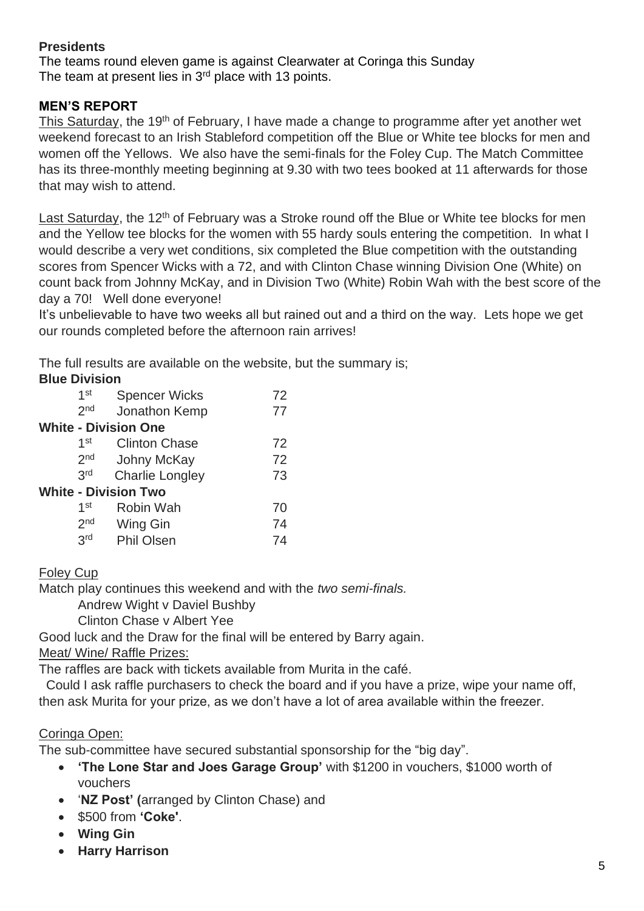**Presidents**

The teams round eleven game is against Clearwater at Coringa this Sunday
The team at present lies in 3rd place with 13 points.

## MEN'S REPORT

This Saturday, the 19th of February, I have made a change to programme after yet another wet weekend forecast to an Irish Stableford competition off the Blue or White tee blocks for men and women off the Yellows. We also have the semi-finals for the Foley Cup. The Match Committee has its three-monthly meeting beginning at 9.30 with two tees booked at 11 afterwards for those that may wish to attend.

Last Saturday, the 12th of February was a Stroke round off the Blue or White tee blocks for men and the Yellow tee blocks for the women with 55 hardy souls entering the competition. In what I would describe a very wet conditions, six completed the Blue competition with the outstanding scores from Spencer Wicks with a 72, and with Clinton Chase winning Division One (White) on count back from Johnny McKay, and in Division Two (White) Robin Wah with the best score of the day a 70! Well done everyone!

It's unbelievable to have two weeks all but rained out and a third on the way. Lets hope we get our rounds completed before the afternoon rain arrives!

The full results are available on the website, but the summary is;

**Blue Division**

| | | |
|---|---|---|
| 1st | Spencer Wicks | 72 |
| 2nd | Jonathon Kemp | 77 |

**White - Division One**

| | | |
|---|---|---|
| 1st | Clinton Chase | 72 |
| 2nd | Johny McKay | 72 |
| 3rd | Charlie Longley | 73 |

**White - Division Two**

| | | |
|---|---|---|
| 1st | Robin Wah | 70 |
| 2nd | Wing Gin | 74 |
| 3rd | Phil Olsen | 74 |

Foley Cup

Match play continues this weekend and with the *two semi-finals.*

Andrew Wight v Daviel Bushby
Clinton Chase v Albert Yee

Good luck and the Draw for the final will be entered by Barry again.

Meat/ Wine/ Raffle Prizes:

The raffles are back with tickets available from Murita in the café.

Could I ask raffle purchasers to check the board and if you have a prize, wipe your name off, then ask Murita for your prize, as we don't have a lot of area available within the freezer.

Coringa Open:

The sub-committee have secured substantial sponsorship for the "big day".

- **'The Lone Star and Joes Garage Group'** with $1200 in vouchers, $1000 worth of vouchers
- '**NZ Post' (**arranged by Clinton Chase) and
- $500 from **'Coke'**.
- **Wing Gin**
- **Harry Harrison**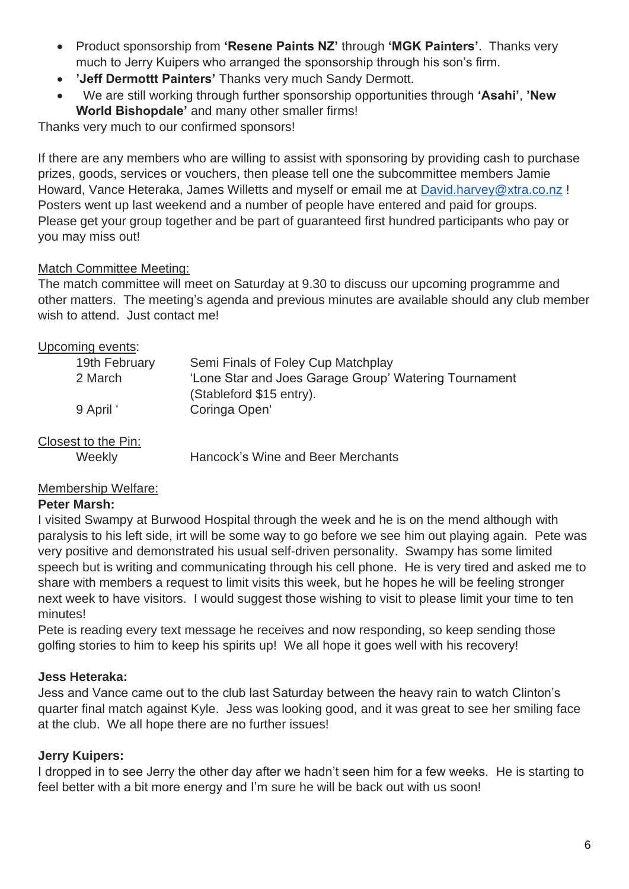- Product sponsorship from **'Resene Paints NZ'** through **'MGK Painters'**. Thanks very much to Jerry Kuipers who arranged the sponsorship through his son's firm.
- **'Jeff Dermottt Painters'** Thanks very much Sandy Dermott.
- We are still working through further sponsorship opportunities through **'Asahi'**, **'New World Bishopdale'** and many other smaller firms!

Thanks very much to our confirmed sponsors!

If there are any members who are willing to assist with sponsoring by providing cash to purchase prizes, goods, services or vouchers, then please tell one the subcommittee members Jamie Howard, Vance Heteraka, James Willetts and myself or email me at [David.harvey@xtra.co.nz](mailto:David.harvey@xtra.co.nz) ! Posters went up last weekend and a number of people have entered and paid for groups. Please get your group together and be part of guaranteed first hundred participants who pay or you may miss out!

Match Committee Meeting:

The match committee will meet on Saturday at 9.30 to discuss our upcoming programme and other matters. The meeting's agenda and previous minutes are available should any club member wish to attend. Just contact me!

Upcoming events:

| | |
|---|---|
| 19th February | Semi Finals of Foley Cup Matchplay |
| 2 March | 'Lone Star and Joes Garage Group' Watering Tournament (Stableford $15 entry). |
| 9 April ' | Coringa Open' |

Closest to the Pin:

| | |
|---|---|
| Weekly | Hancock's Wine and Beer Merchants |

Membership Welfare:

**Peter Marsh:**

I visited Swampy at Burwood Hospital through the week and he is on the mend although with paralysis to his left side, irt will be some way to go before we see him out playing again. Pete was very positive and demonstrated his usual self-driven personality. Swampy has some limited speech but is writing and communicating through his cell phone. He is very tired and asked me to share with members a request to limit visits this week, but he hopes he will be feeling stronger next week to have visitors. I would suggest those wishing to visit to please limit your time to ten minutes!

Pete is reading every text message he receives and now responding, so keep sending those golfing stories to him to keep his spirits up! We all hope it goes well with his recovery!

**Jess Heteraka:**

Jess and Vance came out to the club last Saturday between the heavy rain to watch Clinton's quarter final match against Kyle. Jess was looking good, and it was great to see her smiling face at the club. We all hope there are no further issues!

**Jerry Kuipers:**

I dropped in to see Jerry the other day after we hadn't seen him for a few weeks. He is starting to feel better with a bit more energy and I'm sure he will be back out with us soon!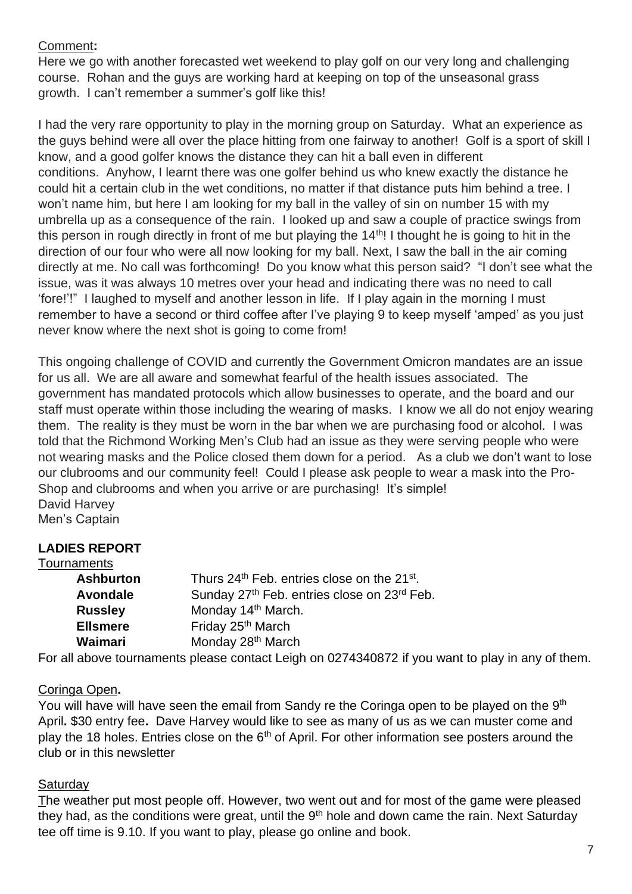Comment**:**

Here we go with another forecasted wet weekend to play golf on our very long and challenging course. Rohan and the guys are working hard at keeping on top of the unseasonal grass growth. I can't remember a summer's golf like this!

I had the very rare opportunity to play in the morning group on Saturday. What an experience as the guys behind were all over the place hitting from one fairway to another! Golf is a sport of skill I know, and a good golfer knows the distance they can hit a ball even in different conditions. Anyhow, I learnt there was one golfer behind us who knew exactly the distance he could hit a certain club in the wet conditions, no matter if that distance puts him behind a tree. I won't name him, but here I am looking for my ball in the valley of sin on number 15 with my umbrella up as a consequence of the rain. I looked up and saw a couple of practice swings from this person in rough directly in front of me but playing the 14th! I thought he is going to hit in the direction of our four who were all now looking for my ball. Next, I saw the ball in the air coming directly at me. No call was forthcoming! Do you know what this person said? "I don't see what the issue, was it was always 10 metres over your head and indicating there was no need to call 'fore!'!" I laughed to myself and another lesson in life. If I play again in the morning I must remember to have a second or third coffee after I've playing 9 to keep myself 'amped' as you just never know where the next shot is going to come from!

This ongoing challenge of COVID and currently the Government Omicron mandates are an issue for us all. We are all aware and somewhat fearful of the health issues associated. The government has mandated protocols which allow businesses to operate, and the board and our staff must operate within those including the wearing of masks. I know we all do not enjoy wearing them. The reality is they must be worn in the bar when we are purchasing food or alcohol. I was told that the Richmond Working Men's Club had an issue as they were serving people who were not wearing masks and the Police closed them down for a period. As a club we don't want to lose our clubrooms and our community feel! Could I please ask people to wear a mask into the Pro-Shop and clubrooms and when you arrive or are purchasing! It's simple!
David Harvey
Men's Captain

## LADIES REPORT

Tournaments

| | |
|---|---|
| **Ashburton** | Thurs 24th Feb. entries close on the 21st. |
| **Avondale** | Sunday 27th Feb. entries close on 23rd Feb. |
| **Russley** | Monday 14th March. |
| **Ellsmere** | Friday 25th March |
| **Waimari** | Monday 28th March |

For all above tournaments please contact Leigh on 0274340872 if you want to play in any of them.

Coringa Open**.**

You will have will have seen the email from Sandy re the Coringa open to be played on the 9th April**.** $30 entry fee**.** Dave Harvey would like to see as many of us as we can muster come and play the 18 holes. Entries close on the 6th of April. For other information see posters around the club or in this newsletter

Saturday

The weather put most people off. However, two went out and for most of the game were pleased they had, as the conditions were great, until the 9th hole and down came the rain. Next Saturday tee off time is 9.10. If you want to play, please go online and book.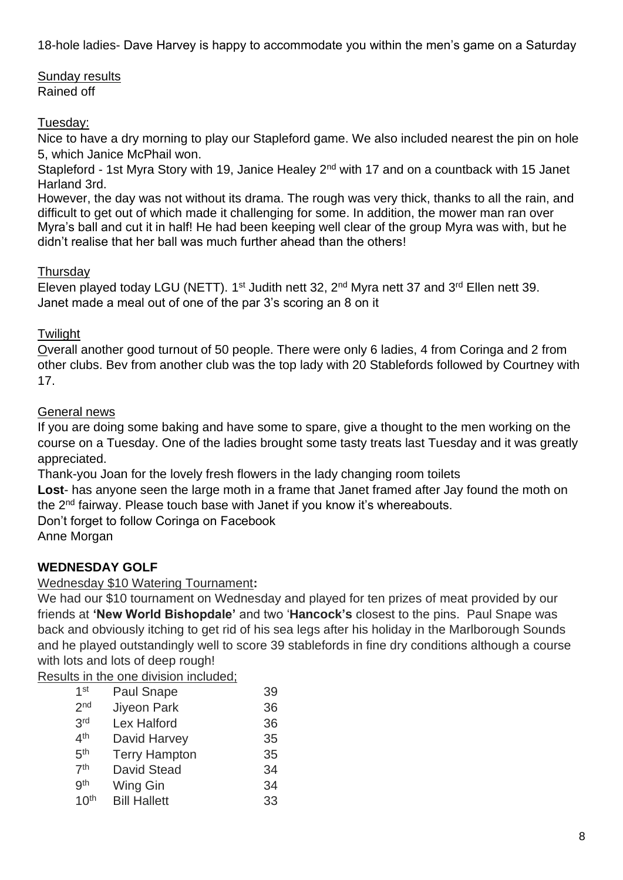18-hole ladies- Dave Harvey is happy to accommodate you within the men's game on a Saturday

Sunday results
Rained off

Tuesday:
Nice to have a dry morning to play our Stapleford game. We also included nearest the pin on hole 5, which Janice McPhail won.
Stapleford - 1st Myra Story with 19, Janice Healey 2nd with 17 and on a countback with 15 Janet Harland 3rd.
However, the day was not without its drama. The rough was very thick, thanks to all the rain, and difficult to get out of which made it challenging for some. In addition, the mower man ran over Myra's ball and cut it in half! He had been keeping well clear of the group Myra was with, but he didn't realise that her ball was much further ahead than the others!

Thursday
Eleven played today LGU (NETT). 1st Judith nett 32, 2nd Myra nett 37 and 3rd Ellen nett 39. Janet made a meal out of one of the par 3's scoring an 8 on it

Twilight
Overall another good turnout of 50 people. There were only 6 ladies, 4 from Coringa and 2 from other clubs. Bev from another club was the top lady with 20 Stablefords followed by Courtney with 17.

General news
If you are doing some baking and have some to spare, give a thought to the men working on the course on a Tuesday. One of the ladies brought some tasty treats last Tuesday and it was greatly appreciated.
Thank-you Joan for the lovely fresh flowers in the lady changing room toilets
**Lost**- has anyone seen the large moth in a frame that Janet framed after Jay found the moth on the 2nd fairway. Please touch base with Janet if you know it's whereabouts.
Don't forget to follow Coringa on Facebook
Anne Morgan

## WEDNESDAY GOLF

Wednesday $10 Watering Tournament**:**

We had our $10 tournament on Wednesday and played for ten prizes of meat provided by our friends at **'New World Bishopdale'** and two '**Hancock's** closest to the pins. Paul Snape was back and obviously itching to get rid of his sea legs after his holiday in the Marlborough Sounds and he played outstandingly well to score 39 stablefords in fine dry conditions although a course with lots and lots of deep rough!

Results in the one division included;

| | | |
|---|---|---|
| 1st | Paul Snape | 39 |
| 2nd | Jiyeon Park | 36 |
| 3rd | Lex Halford | 36 |
| 4th | David Harvey | 35 |
| 5th | Terry Hampton | 35 |
| 7th | David Stead | 34 |
| 9th | Wing Gin | 34 |
| 10th | Bill Hallett | 33 |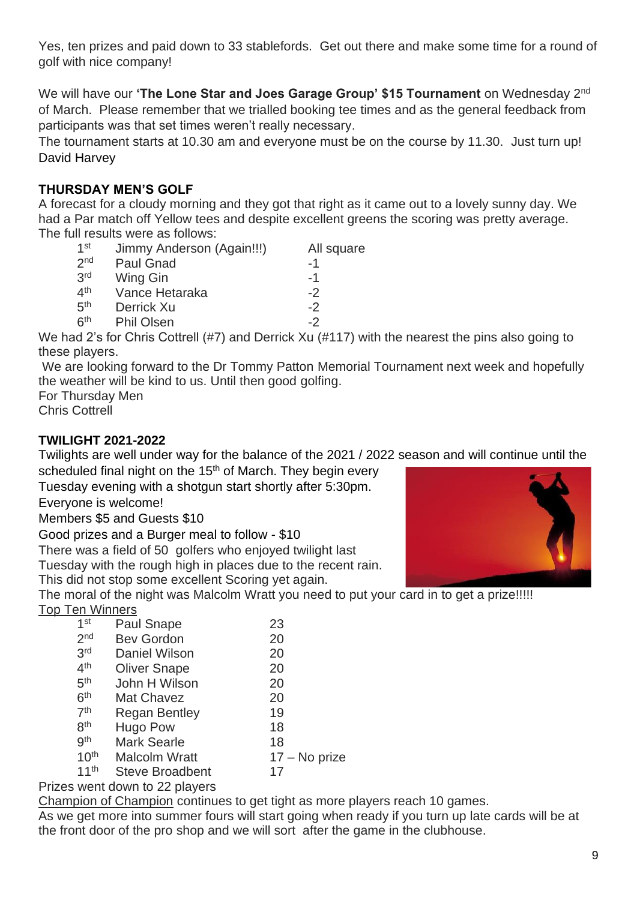Yes, ten prizes and paid down to 33 stablefords. Get out there and make some time for a round of golf with nice company!

We will have our **'The Lone Star and Joes Garage Group' $15 Tournament** on Wednesday 2nd of March. Please remember that we trialled booking tee times and as the general feedback from participants was that set times weren't really necessary.

The tournament starts at 10.30 am and everyone must be on the course by 11.30. Just turn up!

David Harvey

**THURSDAY MEN'S GOLF**

A forecast for a cloudy morning and they got that right as it came out to a lovely sunny day. We had a Par match off Yellow tees and despite excellent greens the scoring was pretty average.

The full results were as follows:

| | | |
|---|---|---|
| 1st | Jimmy Anderson (Again!!!) | All square |
| 2nd | Paul Gnad | -1 |
| 3rd | Wing Gin | -1 |
| 4th | Vance Hetaraka | -2 |
| 5th | Derrick Xu | -2 |
| 6th | Phil Olsen | -2 |

We had 2's for Chris Cottrell (#7) and Derrick Xu (#117) with the nearest the pins also going to these players.

We are looking forward to the Dr Tommy Patton Memorial Tournament next week and hopefully the weather will be kind to us. Until then good golfing.

For Thursday Men

Chris Cottrell

**TWILIGHT 2021-2022**

Twilights are well under way for the balance of the 2021 / 2022 season and will continue until the scheduled final night on the 15th of March. They begin every Tuesday evening with a shotgun start shortly after 5:30pm.

Everyone is welcome!

Members $5 and Guests $10

Good prizes and a Burger meal to follow - $10

There was a field of 50 golfers who enjoyed twilight last Tuesday with the rough high in places due to the recent rain. This did not stop some excellent Scoring yet again.

The moral of the night was Malcolm Wratt you need to put your card in to get a prize!!!!!

Top Ten Winners

| | | |
|---|---|---|
| 1st | Paul Snape | 23 |
| 2nd | Bev Gordon | 20 |
| 3rd | Daniel Wilson | 20 |
| 4th | Oliver Snape | 20 |
| 5th | John H Wilson | 20 |
| 6th | Mat Chavez | 20 |
| 7th | Regan Bentley | 19 |
| 8th | Hugo Pow | 18 |
| 9th | Mark Searle | 18 |
| 10th | Malcolm Wratt | 17 – No prize |
| 11th | Steve Broadbent | 17 |

Prizes went down to 22 players

Champion of Champion continues to get tight as more players reach 10 games.

As we get more into summer fours will start going when ready if you turn up late cards will be at the front door of the pro shop and we will sort after the game in the clubhouse.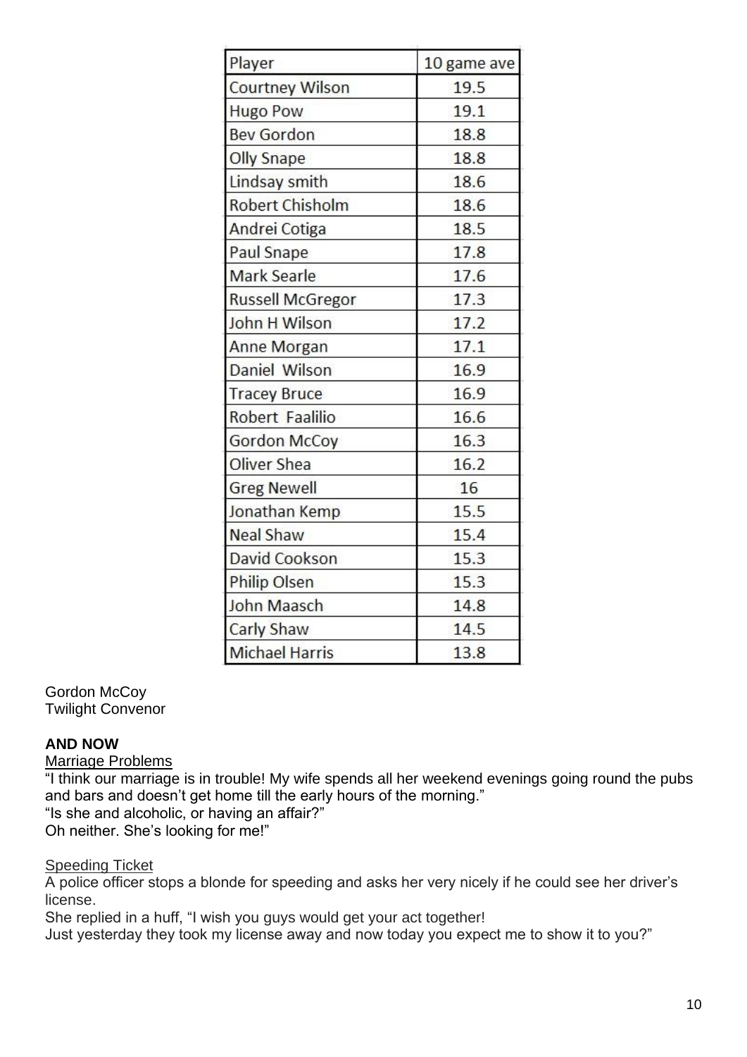| Player | 10 game ave |
|---|---|
| Courtney Wilson | 19.5 |
| Hugo Pow | 19.1 |
| Bev Gordon | 18.8 |
| Olly Snape | 18.8 |
| Lindsay smith | 18.6 |
| Robert Chisholm | 18.6 |
| Andrei Cotiga | 18.5 |
| Paul Snape | 17.8 |
| Mark Searle | 17.6 |
| Russell McGregor | 17.3 |
| John H Wilson | 17.2 |
| Anne Morgan | 17.1 |
| Daniel Wilson | 16.9 |
| Tracey Bruce | 16.9 |
| Robert Faalilio | 16.6 |
| Gordon McCoy | 16.3 |
| Oliver Shea | 16.2 |
| Greg Newell | 16 |
| Jonathan Kemp | 15.5 |
| Neal Shaw | 15.4 |
| David Cookson | 15.3 |
| Philip Olsen | 15.3 |
| John Maasch | 14.8 |
| Carly Shaw | 14.5 |
| Michael Harris | 13.8 |

Gordon McCoy
Twilight Convenor

**AND NOW**

Marriage Problems

"I think our marriage is in trouble! My wife spends all her weekend evenings going round the pubs and bars and doesn't get home till the early hours of the morning."
"Is she and alcoholic, or having an affair?"
Oh neither. She's looking for me!"

Speeding Ticket

A police officer stops a blonde for speeding and asks her very nicely if he could see her driver's license.
She replied in a huff, "I wish you guys would get your act together!
Just yesterday they took my license away and now today you expect me to show it to you?"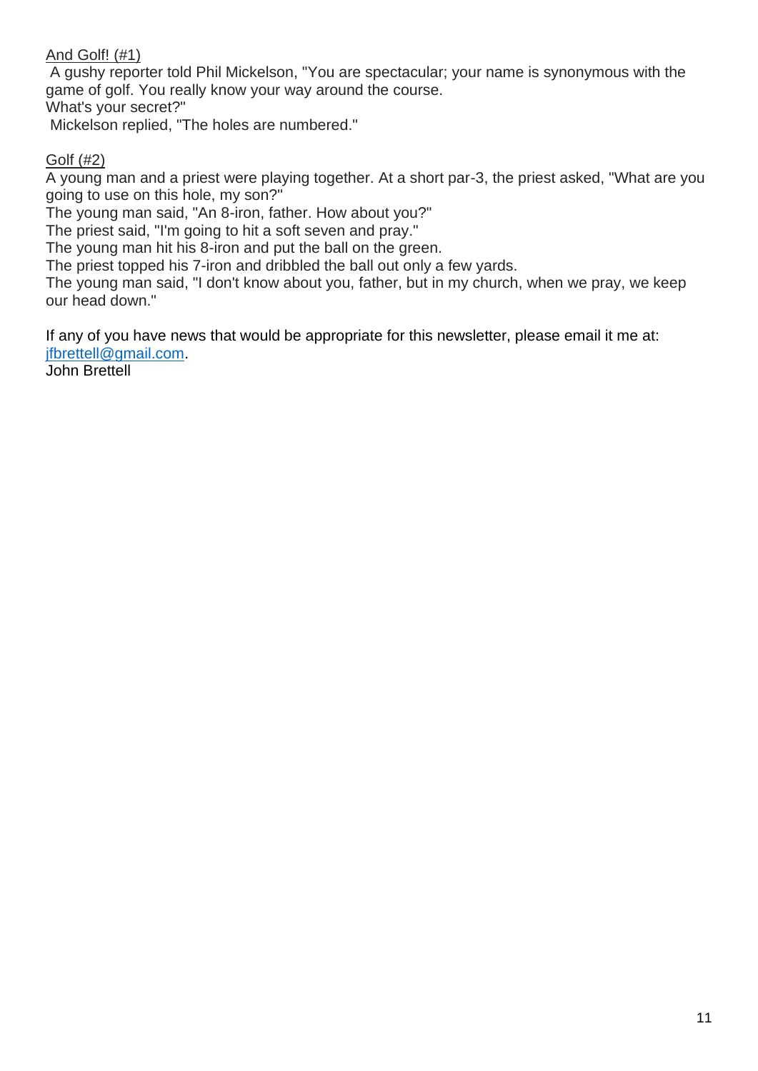<u>And Golf! (#1)</u>

A gushy reporter told Phil Mickelson, "You are spectacular; your name is synonymous with the game of golf. You really know your way around the course.
What's your secret?"
Mickelson replied, "The holes are numbered."

<u>Golf (#2)</u>

A young man and a priest were playing together. At a short par-3, the priest asked, "What are you going to use on this hole, my son?"
The young man said, "An 8-iron, father. How about you?"
The priest said, "I'm going to hit a soft seven and pray."
The young man hit his 8-iron and put the ball on the green.
The priest topped his 7-iron and dribbled the ball out only a few yards.
The young man said, "I don't know about you, father, but in my church, when we pray, we keep our head down."

If any of you have news that would be appropriate for this newsletter, please email it me at: [jfbrettell@gmail.com](mailto:jfbrettell@gmail.com).
John Brettell